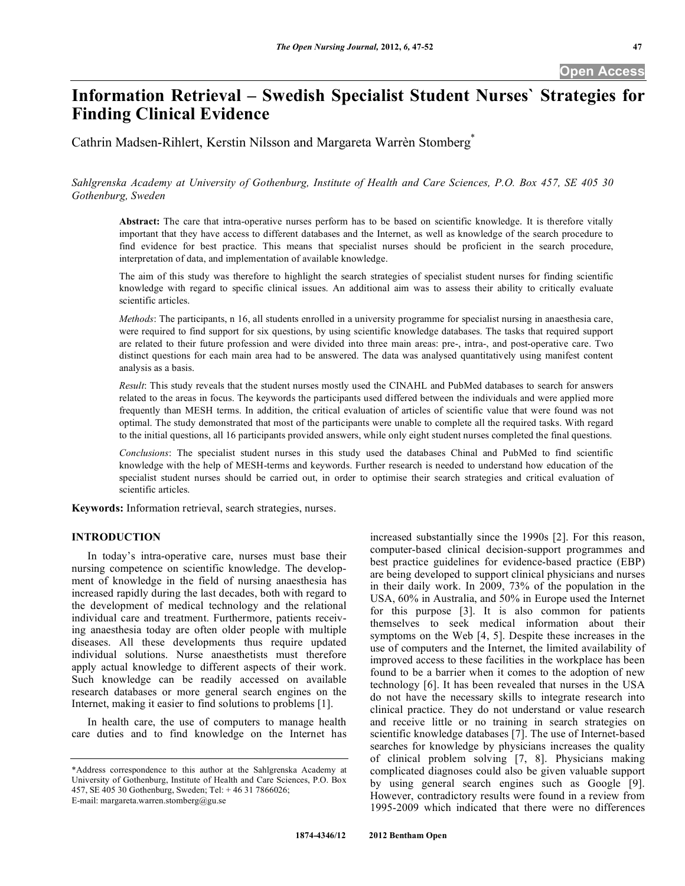Open Access

# Information Retrieval – Swedish Specialist Student Nurses` Strategies for Finding Clinical Evidence

Cathrin Madsen-Rihlert, Kerstin Nilsson and Margareta Warrèn Stomberg*

*Sahlgrenska Academy at University of Gothenburg, Institute of Health and Care Sciences, P.O. Box 457, SE 405 30 Gothenburg, Sweden*

**Abstract:** The care that intra-operative nurses perform has to be based on scientific knowledge. It is therefore vitally important that they have access to different databases and the Internet, as well as knowledge of the search procedure to find evidence for best practice. This means that specialist nurses should be proficient in the search procedure, interpretation of data, and implementation of available knowledge.

The aim of this study was therefore to highlight the search strategies of specialist student nurses for finding scientific knowledge with regard to specific clinical issues. An additional aim was to assess their ability to critically evaluate scientific articles.

*Methods*: The participants, n 16, all students enrolled in a university programme for specialist nursing in anaesthesia care, were required to find support for six questions, by using scientific knowledge databases. The tasks that required support are related to their future profession and were divided into three main areas: pre-, intra-, and post-operative care. Two distinct questions for each main area had to be answered. The data was analysed quantitatively using manifest content analysis as a basis.

*Result*: This study reveals that the student nurses mostly used the CINAHL and PubMed databases to search for answers related to the areas in focus. The keywords the participants used differed between the individuals and were applied more frequently than MESH terms. In addition, the critical evaluation of articles of scientific value that were found was not optimal. The study demonstrated that most of the participants were unable to complete all the required tasks. With regard to the initial questions, all 16 participants provided answers, while only eight student nurses completed the final questions.

*Conclusions*: The specialist student nurses in this study used the databases Chinal and PubMed to find scientific knowledge with the help of MESH-terms and keywords. Further research is needed to understand how education of the specialist student nurses should be carried out, in order to optimise their search strategies and critical evaluation of scientific articles.

**Keywords:** Information retrieval, search strategies, nurses.

## INTRODUCTION

In today's intra-operative care, nurses must base their nursing competence on scientific knowledge. The development of knowledge in the field of nursing anaesthesia has increased rapidly during the last decades, both with regard to the development of medical technology and the relational individual care and treatment. Furthermore, patients receiving anaesthesia today are often older people with multiple diseases. All these developments thus require updated individual solutions. Nurse anaesthetists must therefore apply actual knowledge to different aspects of their work. Such knowledge can be readily accessed on available research databases or more general search engines on the Internet, making it easier to find solutions to problems [1].

In health care, the use of computers to manage health care duties and to find knowledge on the Internet has increased substantially since the 1990s [2]. For this reason, computer-based clinical decision-support programmes and best practice guidelines for evidence-based practice (EBP) are being developed to support clinical physicians and nurses in their daily work. In 2009, 73% of the population in the USA, 60% in Australia, and 50% in Europe used the Internet for this purpose [3]. It is also common for patients themselves to seek medical information about their symptoms on the Web [4, 5]. Despite these increases in the use of computers and the Internet, the limited availability of improved access to these facilities in the workplace has been found to be a barrier when it comes to the adoption of new technology [6]. It has been revealed that nurses in the USA do not have the necessary skills to integrate research into clinical practice. They do not understand or value research and receive little or no training in search strategies on scientific knowledge databases [7]. The use of Internet-based searches for knowledge by physicians increases the quality of clinical problem solving [7, 8]. Physicians making complicated diagnoses could also be given valuable support by using general search engines such as Google [9]. However, contradictory results were found in a review from 1995-2009 which indicated that there were no differences

*Address correspondence to this author at the Sahlgrenska Academy at University of Gothenburg, Institute of Health and Care Sciences, P.O. Box 457, SE 405 30 Gothenburg, Sweden; Tel: + 46 31 7866026; E-mail: margareta.warren.stomberg@gu.se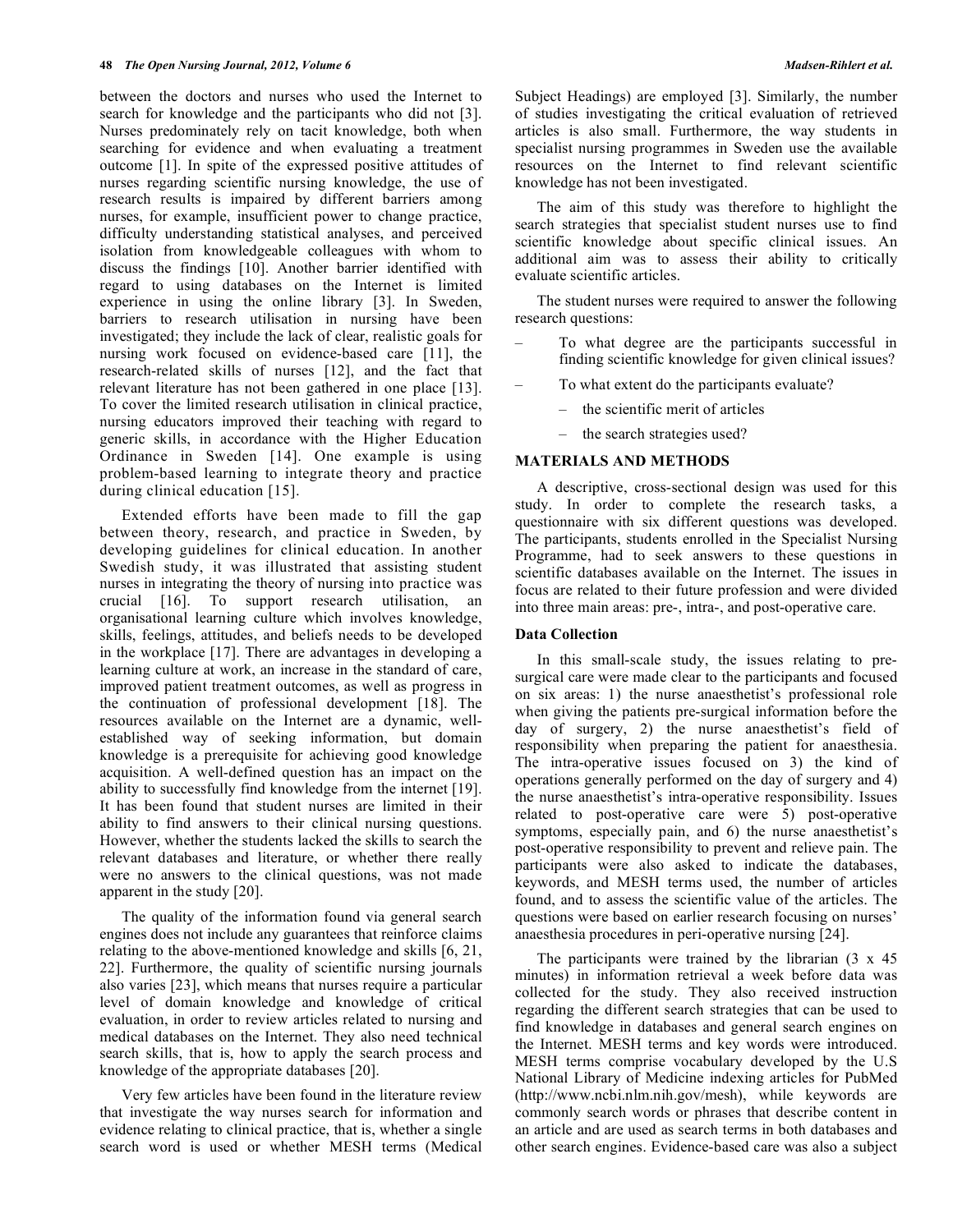between the doctors and nurses who used the Internet to search for knowledge and the participants who did not [3]. Nurses predominately rely on tacit knowledge, both when searching for evidence and when evaluating a treatment outcome [1]. In spite of the expressed positive attitudes of nurses regarding scientific nursing knowledge, the use of research results is impaired by different barriers among nurses, for example, insufficient power to change practice, difficulty understanding statistical analyses, and perceived isolation from knowledgeable colleagues with whom to discuss the findings [10]. Another barrier identified with regard to using databases on the Internet is limited experience in using the online library [3]. In Sweden, barriers to research utilisation in nursing have been investigated; they include the lack of clear, realistic goals for nursing work focused on evidence-based care [11], the research-related skills of nurses [12], and the fact that relevant literature has not been gathered in one place [13]. To cover the limited research utilisation in clinical practice, nursing educators improved their teaching with regard to generic skills, in accordance with the Higher Education Ordinance in Sweden [14]. One example is using problem-based learning to integrate theory and practice during clinical education [15].

Extended efforts have been made to fill the gap between theory, research, and practice in Sweden, by developing guidelines for clinical education. In another Swedish study, it was illustrated that assisting student nurses in integrating the theory of nursing into practice was crucial [16]. To support research utilisation, an organisational learning culture which involves knowledge, skills, feelings, attitudes, and beliefs needs to be developed in the workplace [17]. There are advantages in developing a learning culture at work, an increase in the standard of care, improved patient treatment outcomes, as well as progress in the continuation of professional development [18]. The resources available on the Internet are a dynamic, well-established way of seeking information, but domain knowledge is a prerequisite for achieving good knowledge acquisition. A well-defined question has an impact on the ability to successfully find knowledge from the internet [19]. It has been found that student nurses are limited in their ability to find answers to their clinical nursing questions. However, whether the students lacked the skills to search the relevant databases and literature, or whether there really were no answers to the clinical questions, was not made apparent in the study [20].

The quality of the information found via general search engines does not include any guarantees that reinforce claims relating to the above-mentioned knowledge and skills [6, 21, 22]. Furthermore, the quality of scientific nursing journals also varies [23], which means that nurses require a particular level of domain knowledge and knowledge of critical evaluation, in order to review articles related to nursing and medical databases on the Internet. They also need technical search skills, that is, how to apply the search process and knowledge of the appropriate databases [20].

Very few articles have been found in the literature review that investigate the way nurses search for information and evidence relating to clinical practice, that is, whether a single search word is used or whether MESH terms (Medical Subject Headings) are employed [3]. Similarly, the number of studies investigating the critical evaluation of retrieved articles is also small. Furthermore, the way students in specialist nursing programmes in Sweden use the available resources on the Internet to find relevant scientific knowledge has not been investigated.

The aim of this study was therefore to highlight the search strategies that specialist student nurses use to find scientific knowledge about specific clinical issues. An additional aim was to assess their ability to critically evaluate scientific articles.

The student nurses were required to answer the following research questions:

- To what degree are the participants successful in finding scientific knowledge for given clinical issues?
- To what extent do the participants evaluate?
  - the scientific merit of articles
  - the search strategies used?

## MATERIALS AND METHODS

A descriptive, cross-sectional design was used for this study. In order to complete the research tasks, a questionnaire with six different questions was developed. The participants, students enrolled in the Specialist Nursing Programme, had to seek answers to these questions in scientific databases available on the Internet. The issues in focus are related to their future profession and were divided into three main areas: pre-, intra-, and post-operative care.

### Data Collection

In this small-scale study, the issues relating to pre-surgical care were made clear to the participants and focused on six areas: 1) the nurse anaesthetist's professional role when giving the patients pre-surgical information before the day of surgery, 2) the nurse anaesthetist's field of responsibility when preparing the patient for anaesthesia. The intra-operative issues focused on 3) the kind of operations generally performed on the day of surgery and 4) the nurse anaesthetist's intra-operative responsibility. Issues related to post-operative care were 5) post-operative symptoms, especially pain, and 6) the nurse anaesthetist's post-operative responsibility to prevent and relieve pain. The participants were also asked to indicate the databases, keywords, and MESH terms used, the number of articles found, and to assess the scientific value of the articles. The questions were based on earlier research focusing on nurses' anaesthesia procedures in peri-operative nursing [24].

The participants were trained by the librarian (3 x 45 minutes) in information retrieval a week before data was collected for the study. They also received instruction regarding the different search strategies that can be used to find knowledge in databases and general search engines on the Internet. MESH terms and key words were introduced. MESH terms comprise vocabulary developed by the U.S National Library of Medicine indexing articles for PubMed (http://www.ncbi.nlm.nih.gov/mesh), while keywords are commonly search words or phrases that describe content in an article and are used as search terms in both databases and other search engines. Evidence-based care was also a subject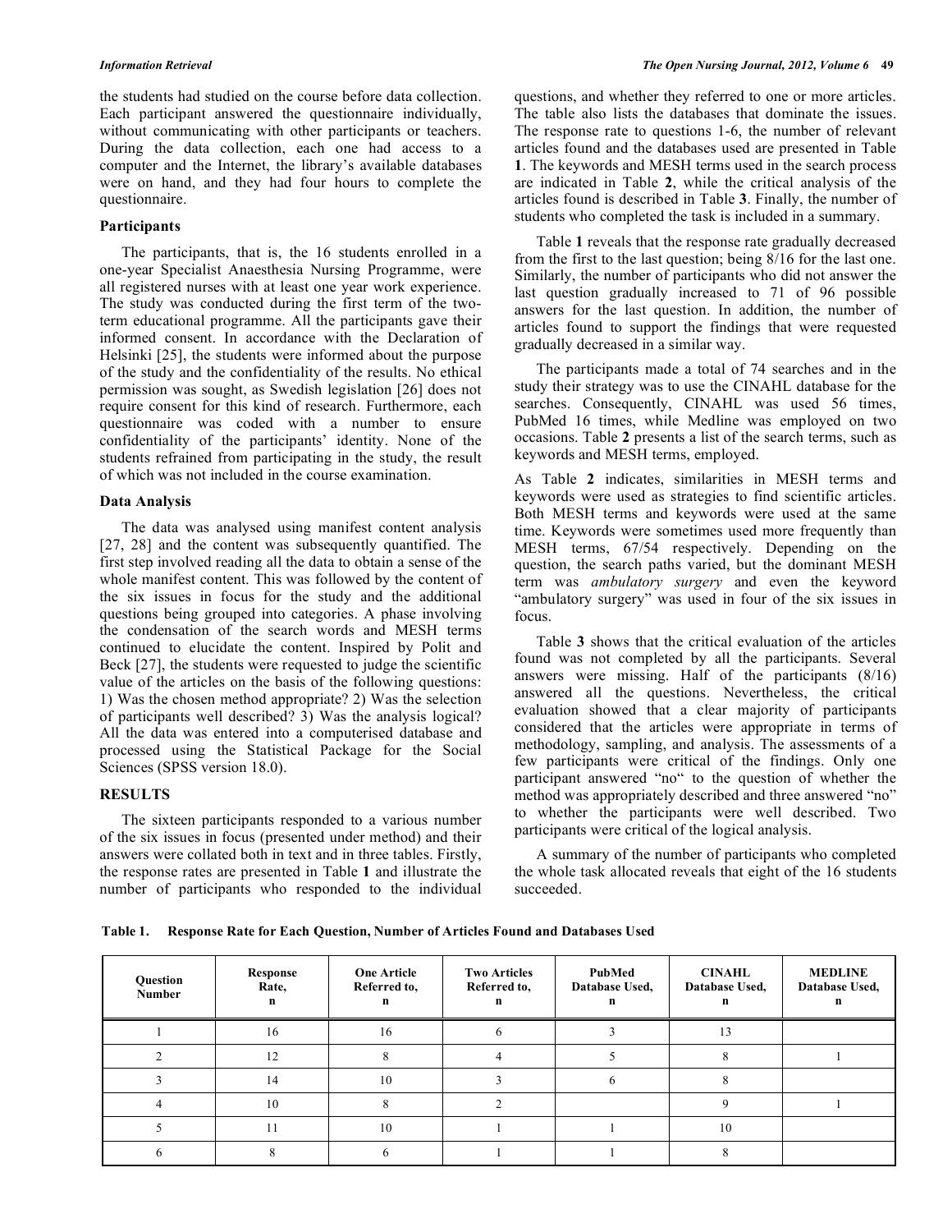the students had studied on the course before data collection. Each participant answered the questionnaire individually, without communicating with other participants or teachers. During the data collection, each one had access to a computer and the Internet, the library's available databases were on hand, and they had four hours to complete the questionnaire.

### Participants

The participants, that is, the 16 students enrolled in a one-year Specialist Anaesthesia Nursing Programme, were all registered nurses with at least one year work experience. The study was conducted during the first term of the two-term educational programme. All the participants gave their informed consent. In accordance with the Declaration of Helsinki [25], the students were informed about the purpose of the study and the confidentiality of the results. No ethical permission was sought, as Swedish legislation [26] does not require consent for this kind of research. Furthermore, each questionnaire was coded with a number to ensure confidentiality of the participants' identity. None of the students refrained from participating in the study, the result of which was not included in the course examination.

### Data Analysis

The data was analysed using manifest content analysis [27, 28] and the content was subsequently quantified. The first step involved reading all the data to obtain a sense of the whole manifest content. This was followed by the content of the six issues in focus for the study and the additional questions being grouped into categories. A phase involving the condensation of the search words and MESH terms continued to elucidate the content. Inspired by Polit and Beck [27], the students were requested to judge the scientific value of the articles on the basis of the following questions: 1) Was the chosen method appropriate? 2) Was the selection of participants well described? 3) Was the analysis logical? All the data was entered into a computerised database and processed using the Statistical Package for the Social Sciences (SPSS version 18.0).

## RESULTS

The sixteen participants responded to a various number of the six issues in focus (presented under method) and their answers were collated both in text and in three tables. Firstly, the response rates are presented in Table **1** and illustrate the number of participants who responded to the individual questions, and whether they referred to one or more articles. The table also lists the databases that dominate the issues. The response rate to questions 1-6, the number of relevant articles found and the databases used are presented in Table **1**. The keywords and MESH terms used in the search process are indicated in Table **2**, while the critical analysis of the articles found is described in Table **3**. Finally, the number of students who completed the task is included in a summary.

Table **1** reveals that the response rate gradually decreased from the first to the last question; being 8/16 for the last one. Similarly, the number of participants who did not answer the last question gradually increased to 71 of 96 possible answers for the last question. In addition, the number of articles found to support the findings that were requested gradually decreased in a similar way.

The participants made a total of 74 searches and in the study their strategy was to use the CINAHL database for the searches. Consequently, CINAHL was used 56 times, PubMed 16 times, while Medline was employed on two occasions. Table **2** presents a list of the search terms, such as keywords and MESH terms, employed.

As Table **2** indicates, similarities in MESH terms and keywords were used as strategies to find scientific articles. Both MESH terms and keywords were used at the same time. Keywords were sometimes used more frequently than MESH terms, 67/54 respectively. Depending on the question, the search paths varied, but the dominant MESH term was *ambulatory surgery* and even the keyword "ambulatory surgery" was used in four of the six issues in focus.

Table **3** shows that the critical evaluation of the articles found was not completed by all the participants. Several answers were missing. Half of the participants (8/16) answered all the questions. Nevertheless, the critical evaluation showed that a clear majority of participants considered that the articles were appropriate in terms of methodology, sampling, and analysis. The assessments of a few participants were critical of the findings. Only one participant answered "no" to the question of whether the method was appropriately described and three answered "no" to whether the participants were well described. Two participants were critical of the logical analysis.

A summary of the number of participants who completed the whole task allocated reveals that eight of the 16 students succeeded.

**Table 1. Response Rate for Each Question, Number of Articles Found and Databases Used**

| Question Number | Response Rate, n | One Article Referred to, n | Two Articles Referred to, n | PubMed Database Used, n | CINAHL Database Used, n | MEDLINE Database Used, n |
|---|---|---|---|---|---|---|
| 1 | 16 | 16 | 6 | 3 | 13 | |
| 2 | 12 | 8 | 4 | 5 | 8 | 1 |
| 3 | 14 | 10 | 3 | 6 | 8 | |
| 4 | 10 | 8 | 2 | | 9 | 1 |
| 5 | 11 | 10 | 1 | 1 | 10 | |
| 6 | 8 | 6 | 1 | 1 | 8 | |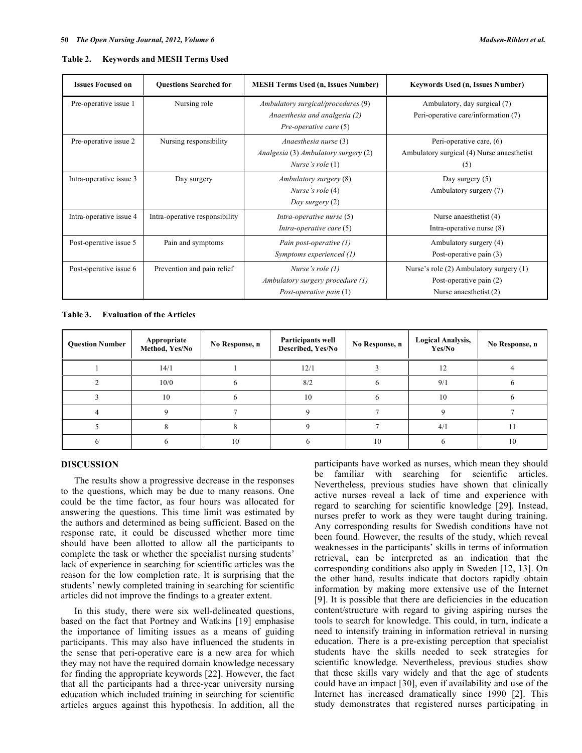**Table 2. Keywords and MESH Terms Used**

| Issues Focused on | Questions Searched for | MESH Terms Used (n, Issues Number) | Keywords Used (n, Issues Number) |
|---|---|---|---|
| Pre-operative issue 1 | Nursing role | *Ambulatory surgical/procedures* (9) *Anaesthesia and analgesia (2) Pre-operative care* (5) | Ambulatory, day surgical (7) Peri-operative care/information (7) |
| Pre-operative issue 2 | Nursing responsibility | *Anaesthesia nurse* (3) *Analgesia* (3) *Ambulatory surgery* (2) *Nurse's role* (1) | Peri-operative care, (6) Ambulatory surgical (4) Nurse anaesthetist (5) |
| Intra-operative issue 3 | Day surgery | *Ambulatory surgery* (8) *Nurse's role* (4) *Day surgery* (2) | Day surgery (5) Ambulatory surgery (7) |
| Intra-operative issue 4 | Intra-operative responsibility | *Intra-operative nurse* (5) *Intra-operative care* (5) | Nurse anaesthetist (4) Intra-operative nurse (8) |
| Post-operative issue 5 | Pain and symptoms | *Pain post-operative (1) Symptoms experienced (1)* | Ambulatory surgery (4) Post-operative pain (3) |
| Post-operative issue 6 | Prevention and pain relief | *Nurse's role (1) Ambulatory surgery procedure (1) Post-operative pain* (1) | Nurse's role (2) Ambulatory surgery (1) Post-operative pain (2) Nurse anaesthetist (2) |

**Table 3. Evaluation of the Articles**

| Question Number | Appropriate Method, Yes/No | No Response, n | Participants well Described, Yes/No | No Response, n | Logical Analysis, Yes/No | No Response, n |
|---|---|---|---|---|---|---|
| 1 | 14/1 | 1 | 12/1 | 3 | 12 | 4 |
| 2 | 10/0 | 6 | 8/2 | 6 | 9/1 | 6 |
| 3 | 10 | 6 | 10 | 6 | 10 | 6 |
| 4 | 9 | 7 | 9 | 7 | 9 | 7 |
| 5 | 8 | 8 | 9 | 7 | 4/1 | 11 |
| 6 | 6 | 10 | 6 | 10 | 6 | 10 |

## DISCUSSION

The results show a progressive decrease in the responses to the questions, which may be due to many reasons. One could be the time factor, as four hours was allocated for answering the questions. This time limit was estimated by the authors and determined as being sufficient. Based on the response rate, it could be discussed whether more time should have been allotted to allow all the participants to complete the task or whether the specialist nursing students' lack of experience in searching for scientific articles was the reason for the low completion rate. It is surprising that the students' newly completed training in searching for scientific articles did not improve the findings to a greater extent.

In this study, there were six well-delineated questions, based on the fact that Portney and Watkins [19] emphasise the importance of limiting issues as a means of guiding participants. This may also have influenced the students in the sense that peri-operative care is a new area for which they may not have the required domain knowledge necessary for finding the appropriate keywords [22]. However, the fact that all the participants had a three-year university nursing education which included training in searching for scientific articles argues against this hypothesis. In addition, all the participants have worked as nurses, which mean they should be familiar with searching for scientific articles. Nevertheless, previous studies have shown that clinically active nurses reveal a lack of time and experience with regard to searching for scientific knowledge [29]. Instead, nurses prefer to work as they were taught during training. Any corresponding results for Swedish conditions have not been found. However, the results of the study, which reveal weaknesses in the participants' skills in terms of information retrieval, can be interpreted as an indication that the corresponding conditions also apply in Sweden [12, 13]. On the other hand, results indicate that doctors rapidly obtain information by making more extensive use of the Internet [9]. It is possible that there are deficiencies in the education content/structure with regard to giving aspiring nurses the tools to search for knowledge. This could, in turn, indicate a need to intensify training in information retrieval in nursing education. There is a pre-existing perception that specialist students have the skills needed to seek strategies for scientific knowledge. Nevertheless, previous studies show that these skills vary widely and that the age of students could have an impact [30], even if availability and use of the Internet has increased dramatically since 1990 [2]. This study demonstrates that registered nurses participating in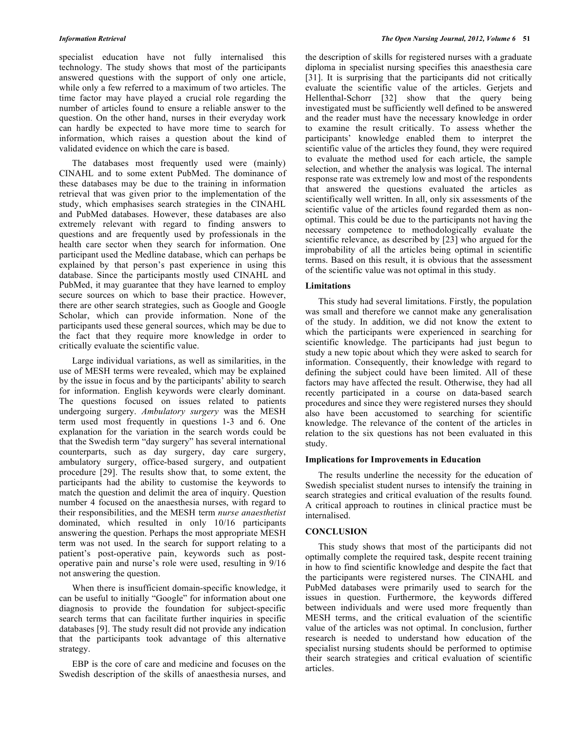specialist education have not fully internalised this technology. The study shows that most of the participants answered questions with the support of only one article, while only a few referred to a maximum of two articles. The time factor may have played a crucial role regarding the number of articles found to ensure a reliable answer to the question. On the other hand, nurses in their everyday work can hardly be expected to have more time to search for information, which raises a question about the kind of validated evidence on which the care is based.

The databases most frequently used were (mainly) CINAHL and to some extent PubMed. The dominance of these databases may be due to the training in information retrieval that was given prior to the implementation of the study, which emphasises search strategies in the CINAHL and PubMed databases. However, these databases are also extremely relevant with regard to finding answers to questions and are frequently used by professionals in the health care sector when they search for information. One participant used the Medline database, which can perhaps be explained by that person's past experience in using this database. Since the participants mostly used CINAHL and PubMed, it may guarantee that they have learned to employ secure sources on which to base their practice. However, there are other search strategies, such as Google and Google Scholar, which can provide information. None of the participants used these general sources, which may be due to the fact that they require more knowledge in order to critically evaluate the scientific value.

Large individual variations, as well as similarities, in the use of MESH terms were revealed, which may be explained by the issue in focus and by the participants' ability to search for information. English keywords were clearly dominant. The questions focused on issues related to patients undergoing surgery. *Ambulatory surgery* was the MESH term used most frequently in questions 1-3 and 6. One explanation for the variation in the search words could be that the Swedish term "day surgery" has several international counterparts, such as day surgery, day care surgery, ambulatory surgery, office-based surgery, and outpatient procedure [29]. The results show that, to some extent, the participants had the ability to customise the keywords to match the question and delimit the area of inquiry. Question number 4 focused on the anaesthesia nurses, with regard to their responsibilities, and the MESH term *nurse anaesthetist* dominated, which resulted in only 10/16 participants answering the question. Perhaps the most appropriate MESH term was not used. In the search for support relating to a patient's post-operative pain, keywords such as post-operative pain and nurse's role were used, resulting in 9/16 not answering the question.

When there is insufficient domain-specific knowledge, it can be useful to initially "Google" for information about one diagnosis to provide the foundation for subject-specific search terms that can facilitate further inquiries in specific databases [9]. The study result did not provide any indication that the participants took advantage of this alternative strategy.

EBP is the core of care and medicine and focuses on the Swedish description of the skills of anaesthesia nurses, and the description of skills for registered nurses with a graduate diploma in specialist nursing specifies this anaesthesia care [31]. It is surprising that the participants did not critically evaluate the scientific value of the articles. Gerjets and Hellenthal-Schorr [32] show that the query being investigated must be sufficiently well defined to be answered and the reader must have the necessary knowledge in order to examine the result critically. To assess whether the participants' knowledge enabled them to interpret the scientific value of the articles they found, they were required to evaluate the method used for each article, the sample selection, and whether the analysis was logical. The internal response rate was extremely low and most of the respondents that answered the questions evaluated the articles as scientifically well written. In all, only six assessments of the scientific value of the articles found regarded them as non-optimal. This could be due to the participants not having the necessary competence to methodologically evaluate the scientific relevance, as described by [23] who argued for the improbability of all the articles being optimal in scientific terms. Based on this result, it is obvious that the assessment of the scientific value was not optimal in this study.

### Limitations

This study had several limitations. Firstly, the population was small and therefore we cannot make any generalisation of the study. In addition, we did not know the extent to which the participants were experienced in searching for scientific knowledge. The participants had just begun to study a new topic about which they were asked to search for information. Consequently, their knowledge with regard to defining the subject could have been limited. All of these factors may have affected the result. Otherwise, they had all recently participated in a course on data-based search procedures and since they were registered nurses they should also have been accustomed to searching for scientific knowledge. The relevance of the content of the articles in relation to the six questions has not been evaluated in this study.

### Implications for Improvements in Education

The results underline the necessity for the education of Swedish specialist student nurses to intensify the training in search strategies and critical evaluation of the results found. A critical approach to routines in clinical practice must be internalised.

## CONCLUSION

This study shows that most of the participants did not optimally complete the required task, despite recent training in how to find scientific knowledge and despite the fact that the participants were registered nurses. The CINAHL and PubMed databases were primarily used to search for the issues in question. Furthermore, the keywords differed between individuals and were used more frequently than MESH terms, and the critical evaluation of the scientific value of the articles was not optimal. In conclusion, further research is needed to understand how education of the specialist nursing students should be performed to optimise their search strategies and critical evaluation of scientific articles.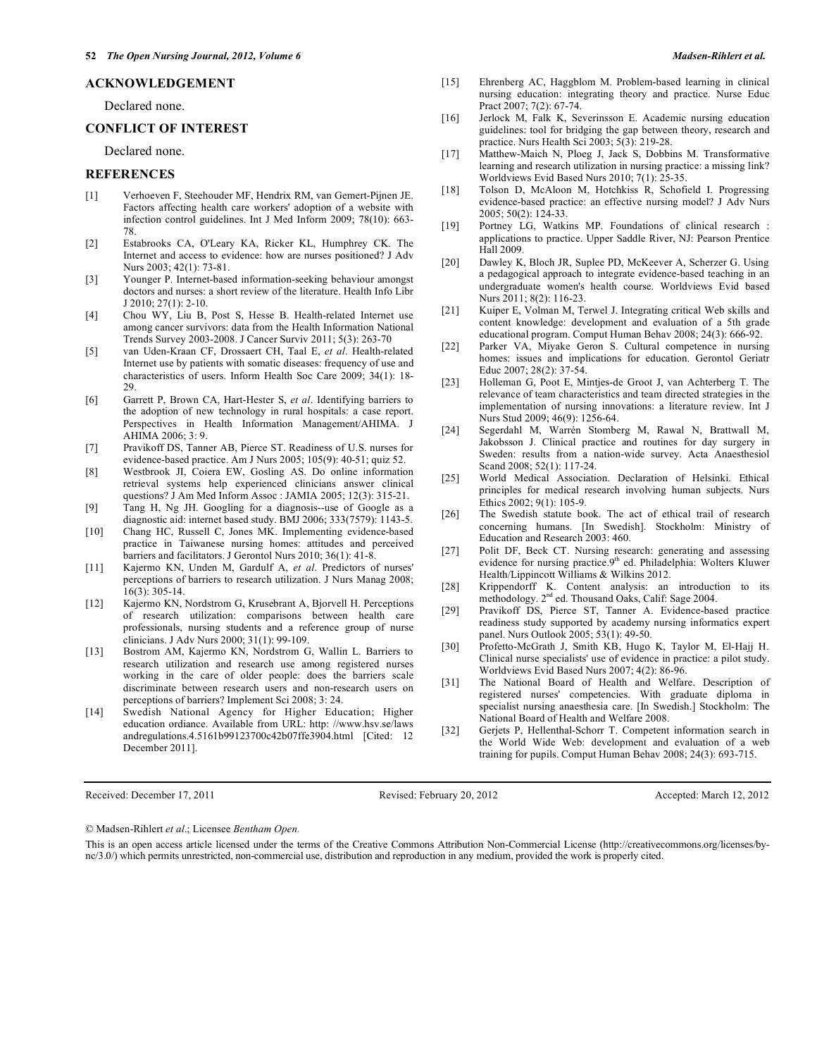## ACKNOWLEDGEMENT

Declared none.

## CONFLICT OF INTEREST

Declared none.

## REFERENCES

[1] Verhoeven F, Steehouder MF, Hendrix RM, van Gemert-Pijnen JE. Factors affecting health care workers' adoption of a website with infection control guidelines. Int J Med Inform 2009; 78(10): 663-78.

[2] Estabrooks CA, O'Leary KA, Ricker KL, Humphrey CK. The Internet and access to evidence: how are nurses positioned? J Adv Nurs 2003; 42(1): 73-81.

[3] Younger P. Internet-based information-seeking behaviour amongst doctors and nurses: a short review of the literature. Health Info Libr J 2010; 27(1): 2-10.

[4] Chou WY, Liu B, Post S, Hesse B. Health-related Internet use among cancer survivors: data from the Health Information National Trends Survey 2003-2008. J Cancer Surviv 2011; 5(3): 263-70

[5] van Uden-Kraan CF, Drossaert CH, Taal E, *et al*. Health-related Internet use by patients with somatic diseases: frequency of use and characteristics of users. Inform Health Soc Care 2009; 34(1): 18-29.

[6] Garrett P, Brown CA, Hart-Hester S, *et al*. Identifying barriers to the adoption of new technology in rural hospitals: a case report. Perspectives in Health Information Management/AHIMA. J AHIMA 2006; 3: 9.

[7] Pravikoff DS, Tanner AB, Pierce ST. Readiness of U.S. nurses for evidence-based practice. Am J Nurs 2005; 105(9): 40-51; quiz 52.

[8] Westbrook JI, Coiera EW, Gosling AS. Do online information retrieval systems help experienced clinicians answer clinical questions? J Am Med Inform Assoc : JAMIA 2005; 12(3): 315-21.

[9] Tang H, Ng JH. Googling for a diagnosis--use of Google as a diagnostic aid: internet based study. BMJ 2006; 333(7579): 1143-5.

[10] Chang HC, Russell C, Jones MK. Implementing evidence-based practice in Taiwanese nursing homes: attitudes and perceived barriers and facilitators. J Gerontol Nurs 2010; 36(1): 41-8.

[11] Kajermo KN, Unden M, Gardulf A, *et al*. Predictors of nurses' perceptions of barriers to research utilization. J Nurs Manag 2008; 16(3): 305-14.

[12] Kajermo KN, Nordstrom G, Krusebrant A, Bjorvell H. Perceptions of research utilization: comparisons between health care professionals, nursing students and a reference group of nurse clinicians. J Adv Nurs 2000; 31(1): 99-109.

[13] Bostrom AM, Kajermo KN, Nordstrom G, Wallin L. Barriers to research utilization and research use among registered nurses working in the care of older people: does the barriers scale discriminate between research users and non-research users on perceptions of barriers? Implement Sci 2008; 3: 24.

[14] Swedish National Agency for Higher Education; Higher education ordiance. Available from URL: http: //www.hsv.se/laws andregulations.4.5161b99123700c42b07ffe3904.html [Cited: 12 December 2011].

[15] Ehrenberg AC, Haggblom M. Problem-based learning in clinical nursing education: integrating theory and practice. Nurse Educ Pract 2007; 7(2): 67-74.

[16] Jerlock M, Falk K, Severinsson E. Academic nursing education guidelines: tool for bridging the gap between theory, research and practice. Nurs Health Sci 2003; 5(3): 219-28.

[17] Matthew-Maich N, Ploeg J, Jack S, Dobbins M. Transformative learning and research utilization in nursing practice: a missing link? Worldviews Evid Based Nurs 2010; 7(1): 25-35.

[18] Tolson D, McAloon M, Hotchkiss R, Schofield I. Progressing evidence-based practice: an effective nursing model? J Adv Nurs 2005; 50(2): 124-33.

[19] Portney LG, Watkins MP. Foundations of clinical research : applications to practice. Upper Saddle River, NJ: Pearson Prentice Hall 2009.

[20] Dawley K, Bloch JR, Suplee PD, McKeever A, Scherzer G. Using a pedagogical approach to integrate evidence-based teaching in an undergraduate women's health course. Worldviews Evid based Nurs 2011; 8(2): 116-23.

[21] Kuiper E, Volman M, Terwel J. Integrating critical Web skills and content knowledge: development and evaluation of a 5th grade educational program. Comput Human Behav 2008; 24(3): 666-92.

[22] Parker VA, Miyake Geron S. Cultural competence in nursing homes: issues and implications for education. Gerontol Geriatr Educ 2007; 28(2): 37-54.

[23] Holleman G, Poot E, Mintjes-de Groot J, van Achterberg T. The relevance of team characteristics and team directed strategies in the implementation of nursing innovations: a literature review. Int J Nurs Stud 2009; 46(9): 1256-64.

[24] Segerdahl M, Warrén Stomberg M, Rawal N, Brattwall M, Jakobsson J. Clinical practice and routines for day surgery in Sweden: results from a nation-wide survey. Acta Anaesthesiol Scand 2008; 52(1): 117-24.

[25] World Medical Association. Declaration of Helsinki. Ethical principles for medical research involving human subjects. Nurs Ethics 2002; 9(1): 105-9.

[26] The Swedish statute book. The act of ethical trail of research concerning humans. [In Swedish]. Stockholm: Ministry of Education and Research 2003: 460.

[27] Polit DF, Beck CT. Nursing research: generating and assessing evidence for nursing practice.9th ed. Philadelphia: Wolters Kluwer Health/Lippincott Williams & Wilkins 2012.

[28] Krippendorff K. Content analysis: an introduction to its methodology. 2nd ed. Thousand Oaks, Calif: Sage 2004.

[29] Pravikoff DS, Pierce ST, Tanner A. Evidence-based practice readiness study supported by academy nursing informatics expert panel. Nurs Outlook 2005; 53(1): 49-50.

[30] Profetto-McGrath J, Smith KB, Hugo K, Taylor M, El-Hajj H. Clinical nurse specialists' use of evidence in practice: a pilot study. Worldviews Evid Based Nurs 2007; 4(2): 86-96.

[31] The National Board of Health and Welfare. Description of registered nurses' competencies. With graduate diploma in specialist nursing anaesthesia care. [In Swedish.] Stockholm: The National Board of Health and Welfare 2008.

[32] Gerjets P, Hellenthal-Schorr T. Competent information search in the World Wide Web: development and evaluation of a web training for pupils. Comput Human Behav 2008; 24(3): 693-715.

Received: December 17, 2011 Revised: February 20, 2012 Accepted: March 12, 2012

© Madsen-Rihlert *et al*.; Licensee *Bentham Open*.

This is an open access article licensed under the terms of the Creative Commons Attribution Non-Commercial License (http://creativecommons.org/licenses/by-nc/3.0/) which permits unrestricted, non-commercial use, distribution and reproduction in any medium, provided the work is properly cited.